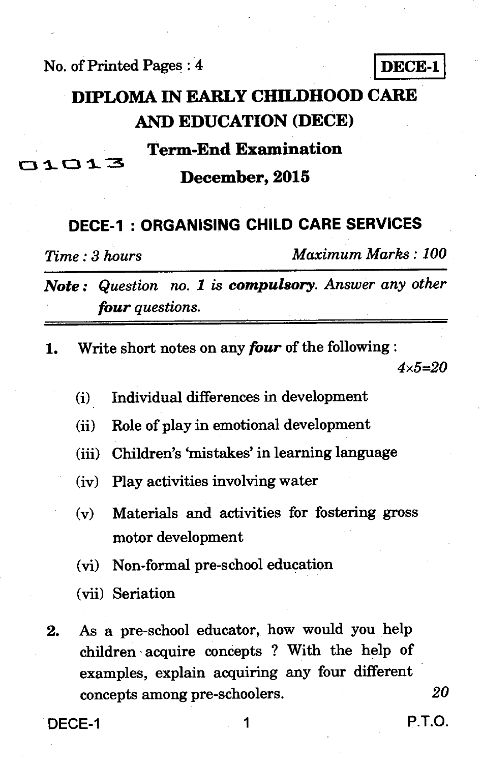No. of Printed Pages : 4

**DECE-1**

# DIPLOMA IN EARLY CHILDHOOD CARE AND EDUCATION (DECE)

## Term-End Examination

01013

## December, 2015

## DECE-1 : ORGANISING CHILD CARE SERVICES

*Time : 3 hours* *Maximum Marks : 100*

***Note :*** *Question no. 1 is **compulsory**. Answer any other **four** questions.*

1. Write short notes on any ***four*** of the following : *4×5=20*

   (i) Individual differences in development

   (ii) Role of play in emotional development

   (iii) Children's 'mistakes' in learning language

   (iv) Play activities involving water

   (v) Materials and activities for fostering gross motor development

   (vi) Non-formal pre-school education

   (vii) Seriation

2. As a pre-school educator, how would you help children acquire concepts ? With the help of examples, explain acquiring any four different concepts among pre-schoolers. *20*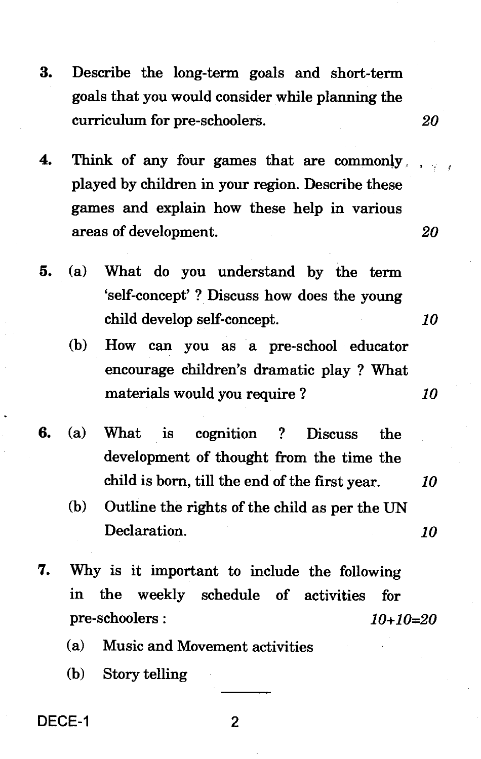3. Describe the long-term goals and short-term goals that you would consider while planning the curriculum for pre-schoolers. 20

4. Think of any four games that are commonly played by children in your region. Describe these games and explain how these help in various areas of development. 20

5. (a) What do you understand by the term 'self-concept' ? Discuss how does the young child develop self-concept. 10

   (b) How can you as a pre-school educator encourage children's dramatic play ? What materials would you require ? 10

6. (a) What is cognition ? Discuss the development of thought from the time the child is born, till the end of the first year. 10

   (b) Outline the rights of the child as per the UN Declaration. 10

7. Why is it important to include the following in the weekly schedule of activities for pre-schoolers : 10+10=20

   (a) Music and Movement activities

   (b) Story telling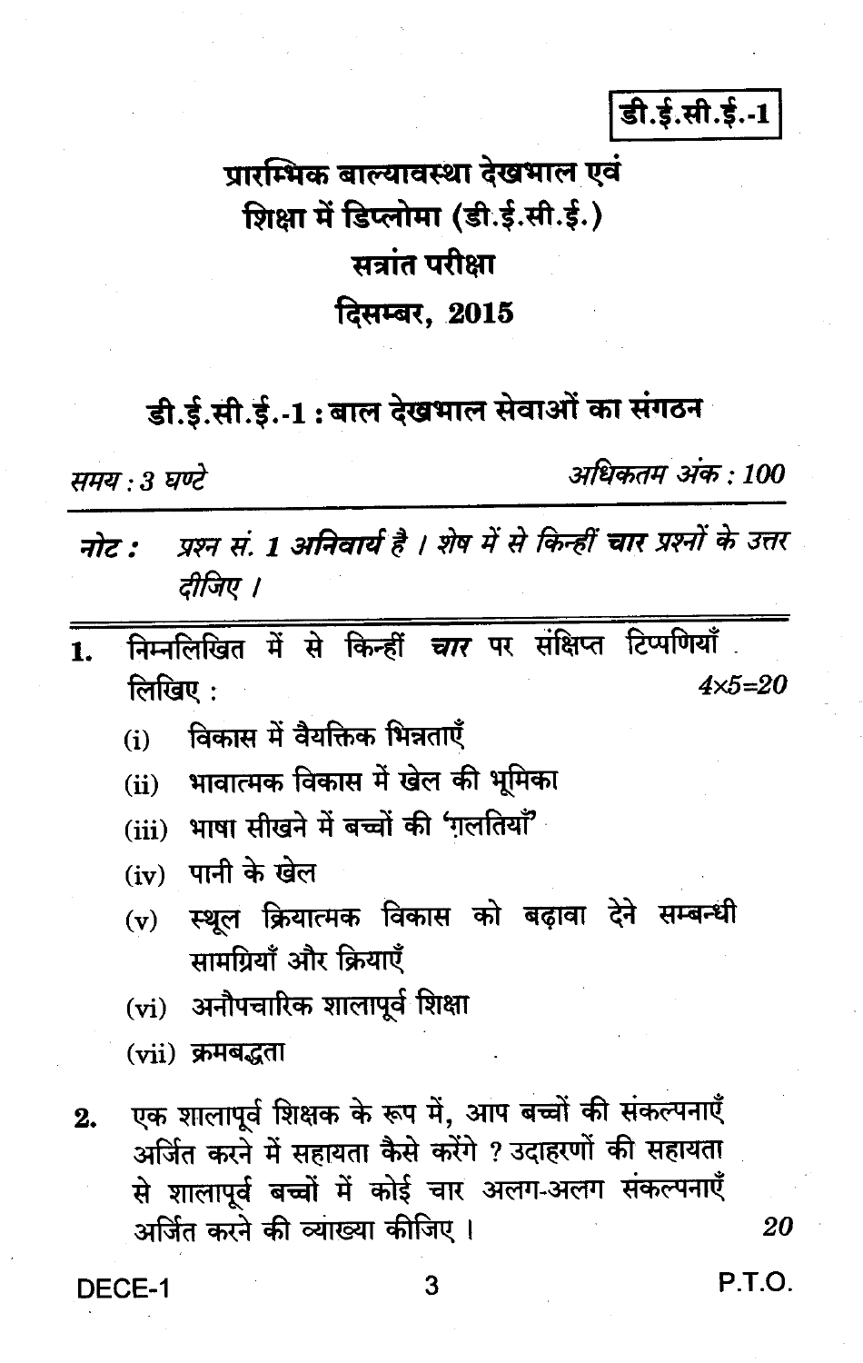**डी.ई.सी.ई.-1**

# प्रारम्भिक बाल्यावस्था देखभाल एवं शिक्षा में डिप्लोमा (डी.ई.सी.ई.)

## सत्रांत परीक्षा

## दिसम्बर, 2015

### डी.ई.सी.ई.-1 : बाल देखभाल सेवाओं का संगठन

*समय : 3 घण्टे* *अधिकतम अंक : 100*

***नोट :*** *प्रश्न सं. 1 अनिवार्य है । शेष में से किन्हीं **चार** प्रश्नों के उत्तर दीजिए ।*

---

1. निम्नलिखित में से किन्हीं ***चार*** पर संक्षिप्त टिप्पणियाँ लिखिए : *4×5=20*

   (i) विकास में वैयक्तिक भिन्नताएँ

   (ii) भावात्मक विकास में खेल की भूमिका

   (iii) भाषा सीखने में बच्चों की 'ग़लतियाँ'

   (iv) पानी के खेल

   (v) स्थूल क्रियात्मक विकास को बढ़ावा देने सम्बन्धी सामग्रियाँ और क्रियाएँ

   (vi) अनौपचारिक शालापूर्व शिक्षा

   (vii) क्रमबद्धता

2. एक शालापूर्व शिक्षक के रूप में, आप बच्चों की संकल्पनाएँ अर्जित करने में सहायता कैसे करेंगे ? उदाहरणों की सहायता से शालापूर्व बच्चों में कोई चार अलग-अलग संकल्पनाएँ अर्जित करने की व्याख्या कीजिए । *20*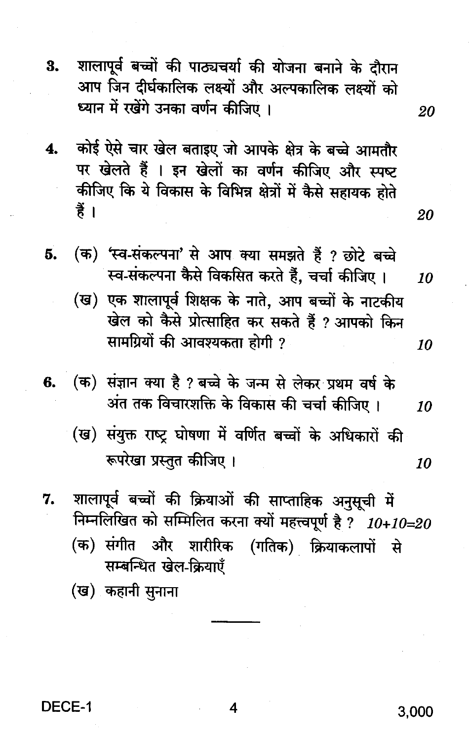3. शालापूर्व बच्चों की पाठ्यचर्या की योजना बनाने के दौरान आप जिन दीर्घकालिक लक्ष्यों और अल्पकालिक लक्ष्यों को ध्यान में रखेंगे उनका वर्णन कीजिए । *20*

4. कोई ऐसे चार खेल बताइए जो आपके क्षेत्र के बच्चे आमतौर पर खेलते हैं । इन खेलों का वर्णन कीजिए और स्पष्ट कीजिए कि ये विकास के विभिन्न क्षेत्रों में कैसे सहायक होते हैं । *20*

5. (क) 'स्व-संकल्पना' से आप क्या समझते हैं ? छोटे बच्चे स्व-संकल्पना कैसे विकसित करते हैं, चर्चा कीजिए । *10*

   (ख) एक शालापूर्व शिक्षक के नाते, आप बच्चों के नाटकीय खेल को कैसे प्रोत्साहित कर सकते हैं ? आपको किन सामग्रियों की आवश्यकता होगी ? *10*

6. (क) संज्ञान क्या है ? बच्चे के जन्म से लेकर प्रथम वर्ष के अंत तक विचारशक्ति के विकास की चर्चा कीजिए । *10*

   (ख) संयुक्त राष्ट्र घोषणा में वर्णित बच्चों के अधिकारों की रूपरेखा प्रस्तुत कीजिए । *10*

7. शालापूर्व बच्चों की क्रियाओं की साप्ताहिक अनुसूची में निम्नलिखित को सम्मिलित करना क्यों महत्त्वपूर्ण है ? *10+10=20*

   (क) संगीत और शारीरिक (गतिक) क्रियाकलापों से सम्बन्धित खेल-क्रियाएँ

   (ख) कहानी सुनाना

---

DECE-1 3,000